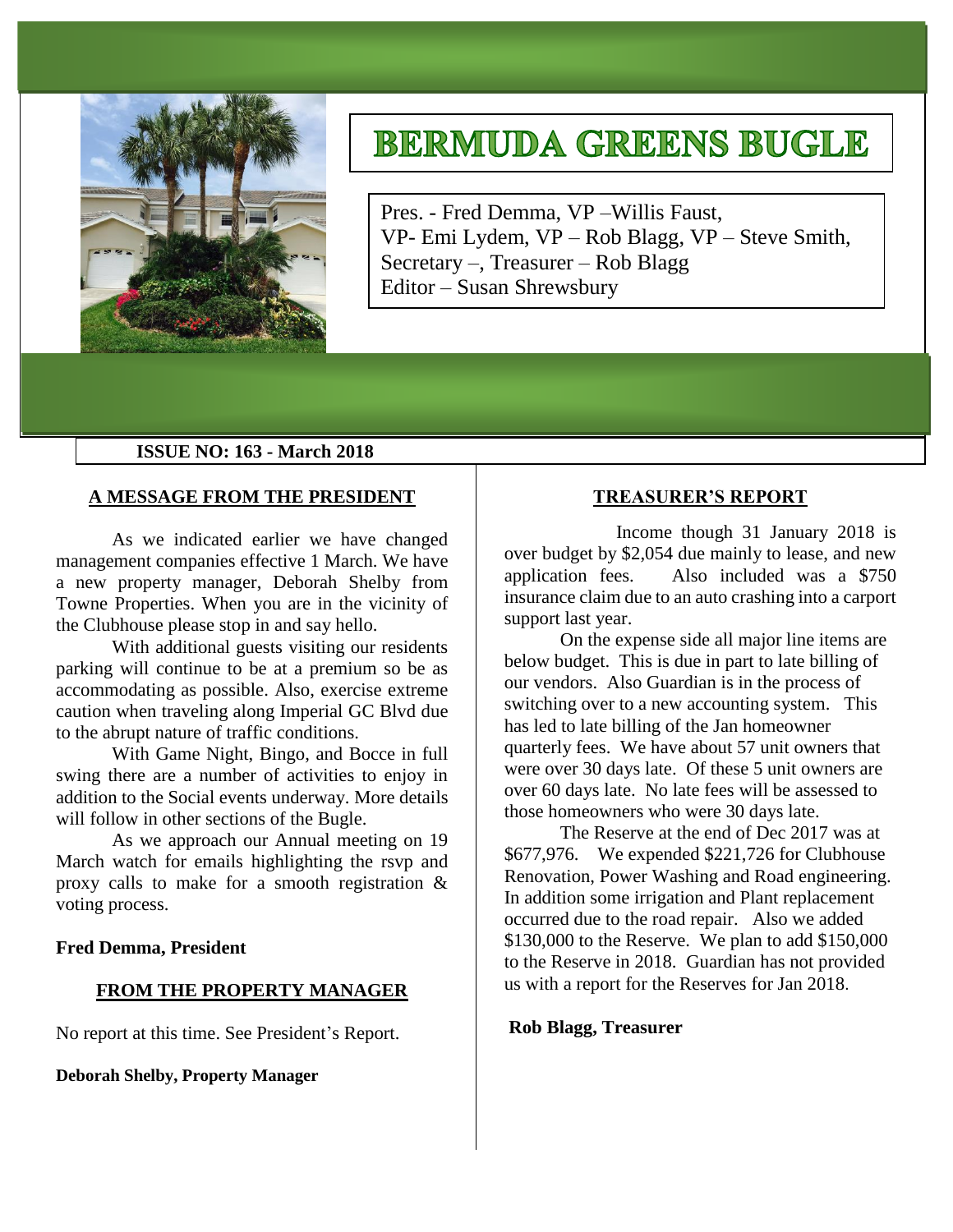# BERMUDA GREENS BUGLE

Pres. - Fred Demma, VP –Willis Faust,
VP- Emi Lydem, VP – Rob Blagg, VP – Steve Smith,
Secretary –, Treasurer – Rob Blagg
Editor – Susan Shrewsbury

**ISSUE NO: 163 - March 2018**

## A MESSAGE FROM THE PRESIDENT

As we indicated earlier we have changed management companies effective 1 March. We have a new property manager, Deborah Shelby from Towne Properties. When you are in the vicinity of the Clubhouse please stop in and say hello.

With additional guests visiting our residents parking will continue to be at a premium so be as accommodating as possible. Also, exercise extreme caution when traveling along Imperial GC Blvd due to the abrupt nature of traffic conditions.

With Game Night, Bingo, and Bocce in full swing there are a number of activities to enjoy in addition to the Social events underway. More details will follow in other sections of the Bugle.

As we approach our Annual meeting on 19 March watch for emails highlighting the rsvp and proxy calls to make for a smooth registration & voting process.

**Fred Demma, President**

## FROM THE PROPERTY MANAGER

No report at this time. See President's Report.

**Deborah Shelby, Property Manager**

## TREASURER'S REPORT

Income though 31 January 2018 is over budget by $2,054 due mainly to lease, and new application fees. Also included was a $750 insurance claim due to an auto crashing into a carport support last year.

On the expense side all major line items are below budget. This is due in part to late billing of our vendors. Also Guardian is in the process of switching over to a new accounting system. This has led to late billing of the Jan homeowner quarterly fees. We have about 57 unit owners that were over 30 days late. Of these 5 unit owners are over 60 days late. No late fees will be assessed to those homeowners who were 30 days late.

The Reserve at the end of Dec 2017 was at $677,976. We expended $221,726 for Clubhouse Renovation, Power Washing and Road engineering. In addition some irrigation and Plant replacement occurred due to the road repair. Also we added $130,000 to the Reserve. We plan to add $150,000 to the Reserve in 2018. Guardian has not provided us with a report for the Reserves for Jan 2018.

**Rob Blagg, Treasurer**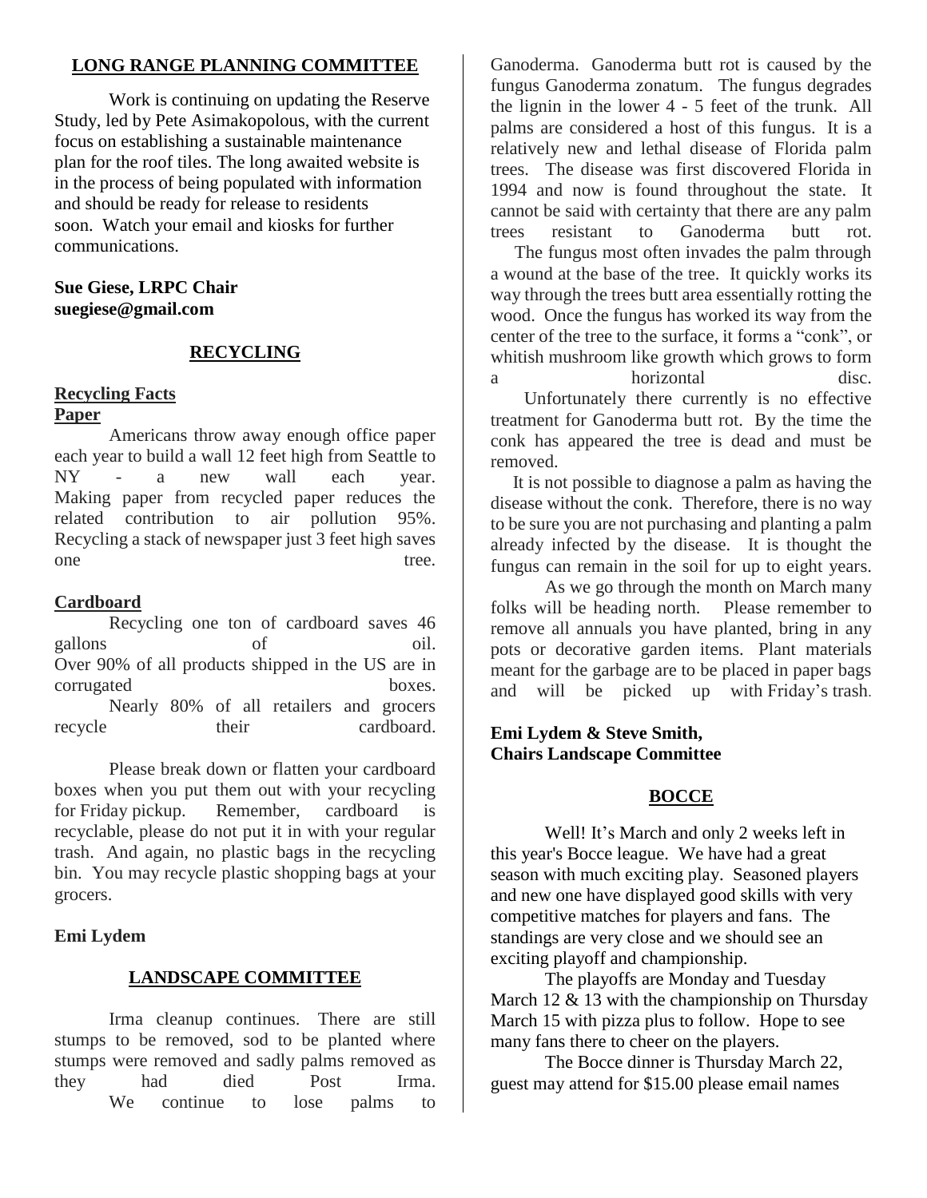## LONG RANGE PLANNING COMMITTEE

Work is continuing on updating the Reserve Study, led by Pete Asimakopolous, with the current focus on establishing a sustainable maintenance plan for the roof tiles. The long awaited website is in the process of being populated with information and should be ready for release to residents soon. Watch your email and kiosks for further communications.

**Sue Giese, LRPC Chair**
**suegiese@gmail.com**

## RECYCLING

### Recycling Facts

**Paper**

Americans throw away enough office paper each year to build a wall 12 feet high from Seattle to NY - a new wall each year. Making paper from recycled paper reduces the related contribution to air pollution 95%. Recycling a stack of newspaper just 3 feet high saves one tree.

**Cardboard**

Recycling one ton of cardboard saves 46 gallons of oil. Over 90% of all products shipped in the US are in corrugated boxes.

Nearly 80% of all retailers and grocers recycle their cardboard.

Please break down or flatten your cardboard boxes when you put them out with your recycling for Friday pickup. Remember, cardboard is recyclable, please do not put it in with your regular trash. And again, no plastic bags in the recycling bin. You may recycle plastic shopping bags at your grocers.

**Emi Lydem**

## LANDSCAPE COMMITTEE

Irma cleanup continues. There are still stumps to be removed, sod to be planted where stumps were removed and sadly palms removed as they had died Post Irma.

We continue to lose palms to Ganoderma. Ganoderma butt rot is caused by the fungus Ganoderma zonatum. The fungus degrades the lignin in the lower 4 - 5 feet of the trunk. All palms are considered a host of this fungus. It is a relatively new and lethal disease of Florida palm trees. The disease was first discovered Florida in 1994 and now is found throughout the state. It cannot be said with certainty that there are any palm trees resistant to Ganoderma butt rot.

The fungus most often invades the palm through a wound at the base of the tree. It quickly works its way through the trees butt area essentially rotting the wood. Once the fungus has worked its way from the center of the tree to the surface, it forms a "conk", or whitish mushroom like growth which grows to form a horizontal disc.

Unfortunately there currently is no effective treatment for Ganoderma butt rot. By the time the conk has appeared the tree is dead and must be removed.

It is not possible to diagnose a palm as having the disease without the conk. Therefore, there is no way to be sure you are not purchasing and planting a palm already infected by the disease. It is thought the fungus can remain in the soil for up to eight years.

As we go through the month on March many folks will be heading north. Please remember to remove all annuals you have planted, bring in any pots or decorative garden items. Plant materials meant for the garbage are to be placed in paper bags and will be picked up with Friday's trash.

**Emi Lydem & Steve Smith,**
**Chairs Landscape Committee**

## BOCCE

Well! It's March and only 2 weeks left in this year's Bocce league. We have had a great season with much exciting play. Seasoned players and new one have displayed good skills with very competitive matches for players and fans. The standings are very close and we should see an exciting playoff and championship.

The playoffs are Monday and Tuesday March 12 & 13 with the championship on Thursday March 15 with pizza plus to follow. Hope to see many fans there to cheer on the players.

The Bocce dinner is Thursday March 22, guest may attend for $15.00 please email names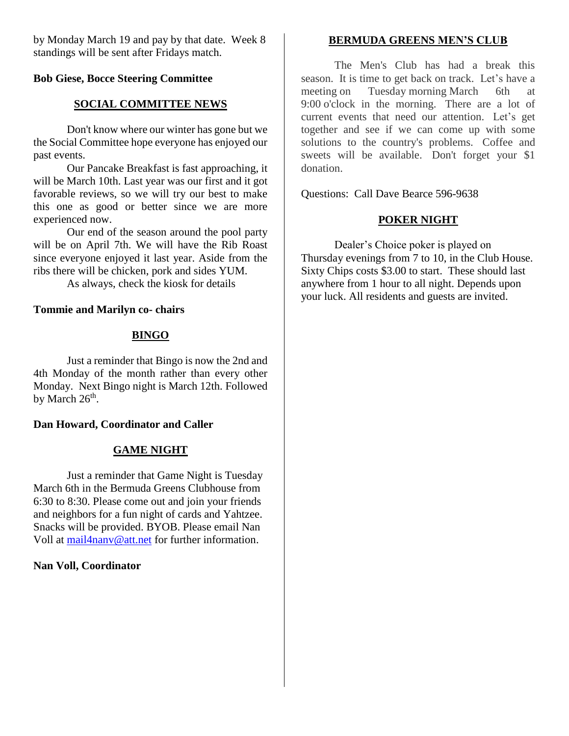by Monday March 19 and pay by that date. Week 8 standings will be sent after Fridays match.

**Bob Giese, Bocce Steering Committee**

## SOCIAL COMMITTEE NEWS

Don't know where our winter has gone but we the Social Committee hope everyone has enjoyed our past events.

Our Pancake Breakfast is fast approaching, it will be March 10th. Last year was our first and it got favorable reviews, so we will try our best to make this one as good or better since we are more experienced now.

Our end of the season around the pool party will be on April 7th. We will have the Rib Roast since everyone enjoyed it last year. Aside from the ribs there will be chicken, pork and sides YUM.

As always, check the kiosk for details

**Tommie and Marilyn co- chairs**

## BINGO

Just a reminder that Bingo is now the 2nd and 4th Monday of the month rather than every other Monday. Next Bingo night is March 12th. Followed by March 26th.

**Dan Howard, Coordinator and Caller**

## GAME NIGHT

Just a reminder that Game Night is Tuesday March 6th in the Bermuda Greens Clubhouse from 6:30 to 8:30. Please come out and join your friends and neighbors for a fun night of cards and Yahtzee. Snacks will be provided. BYOB. Please email Nan Voll at mail4nanv@att.net for further information.

**Nan Voll, Coordinator**

## BERMUDA GREENS MEN'S CLUB

The Men's Club has had a break this season. It is time to get back on track. Let's have a meeting on Tuesday morning March 6th at 9:00 o'clock in the morning. There are a lot of current events that need our attention. Let's get together and see if we can come up with some solutions to the country's problems. Coffee and sweets will be available. Don't forget your $1 donation.

Questions: Call Dave Bearce 596-9638

## POKER NIGHT

Dealer's Choice poker is played on Thursday evenings from 7 to 10, in the Club House. Sixty Chips costs $3.00 to start. These should last anywhere from 1 hour to all night. Depends upon your luck. All residents and guests are invited.